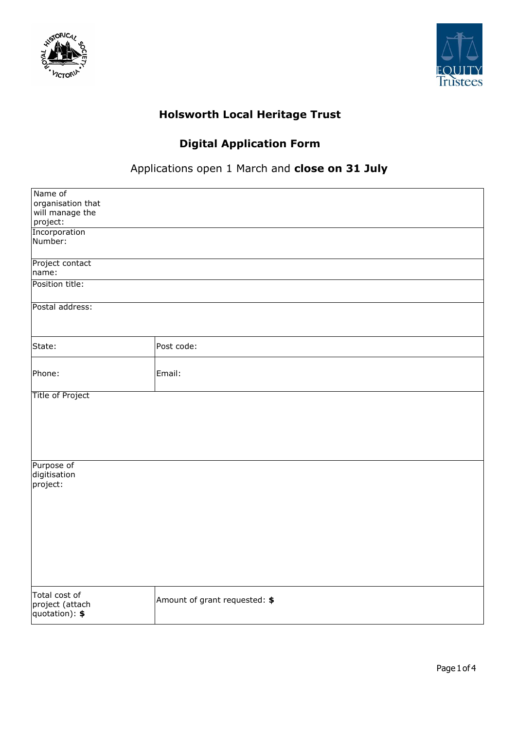## Holsworth Local Heritage Trust

## Digital Application Form

Applications open 1 March and **close on 31 July**

| | |
|---|---|
| Name of organisation that will manage the project: | |
| Incorporation Number: | |
| Project contact name: | |
| Position title: | |
| Postal address: | |
| State: | Post code: |
| Phone: | Email: |
| Title of Project | |
| Purpose of digitisation project: | |
| Total cost of project (attach quotation): **$** | Amount of grant requested: **$** |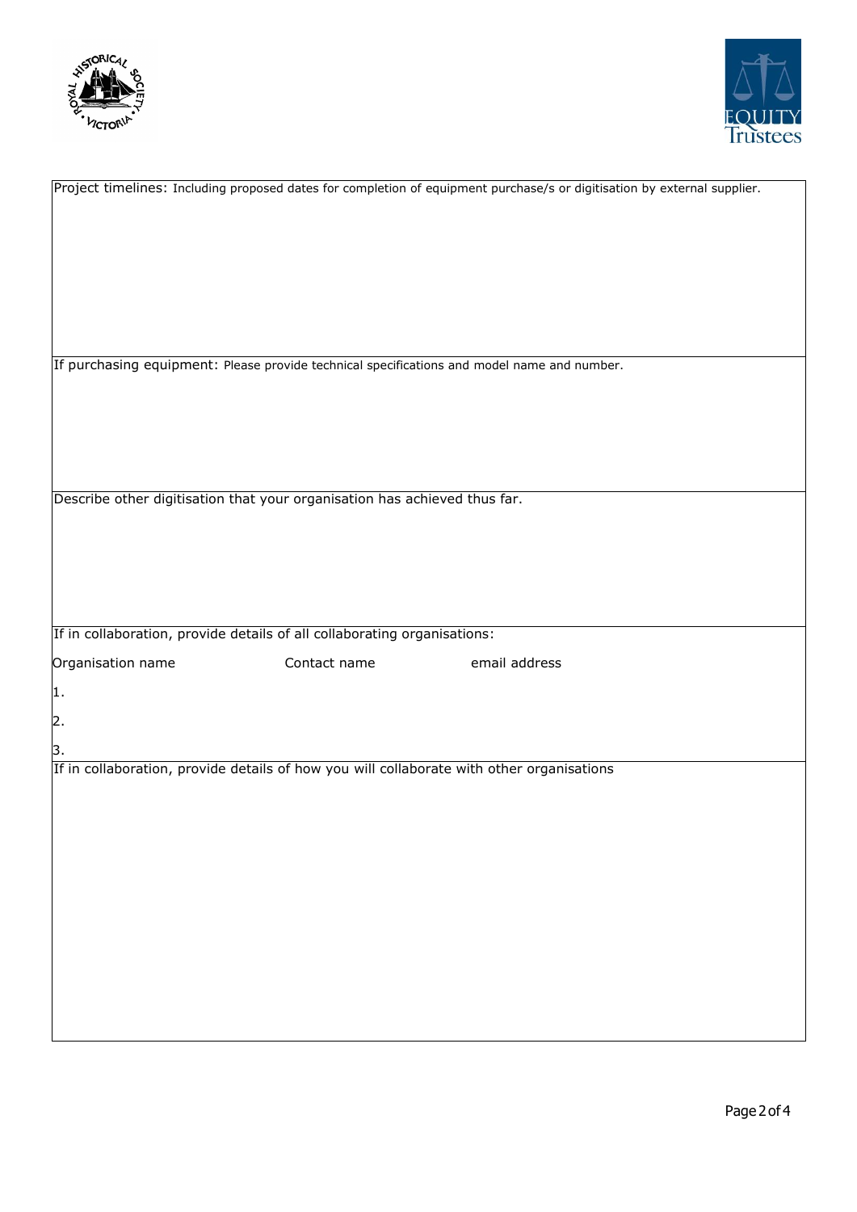Project timelines: Including proposed dates for completion of equipment purchase/s or digitisation by external supplier.

If purchasing equipment: Please provide technical specifications and model name and number.

Describe other digitisation that your organisation has achieved thus far.

If in collaboration, provide details of all collaborating organisations:

| Organisation name | Contact name | email address |
| --- | --- | --- |
| 1. | | |
| 2. | | |
| 3. | | |

If in collaboration, provide details of how you will collaborate with other organisations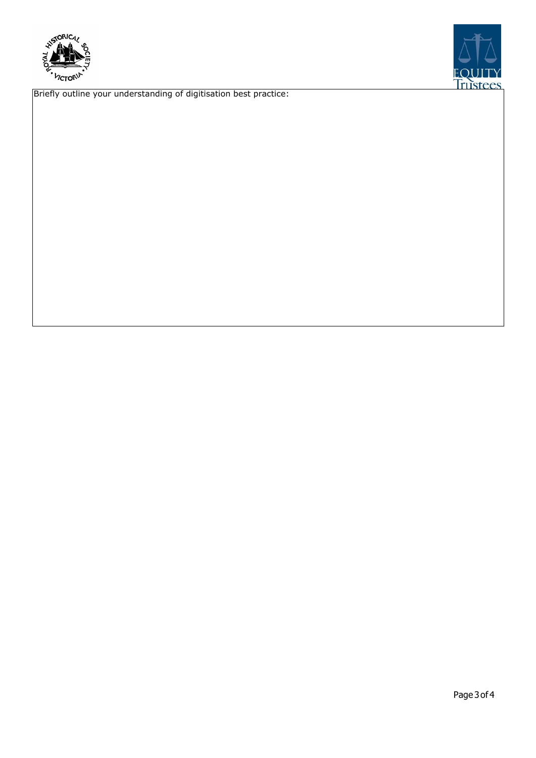Briefly outline your understanding of digitisation best practice: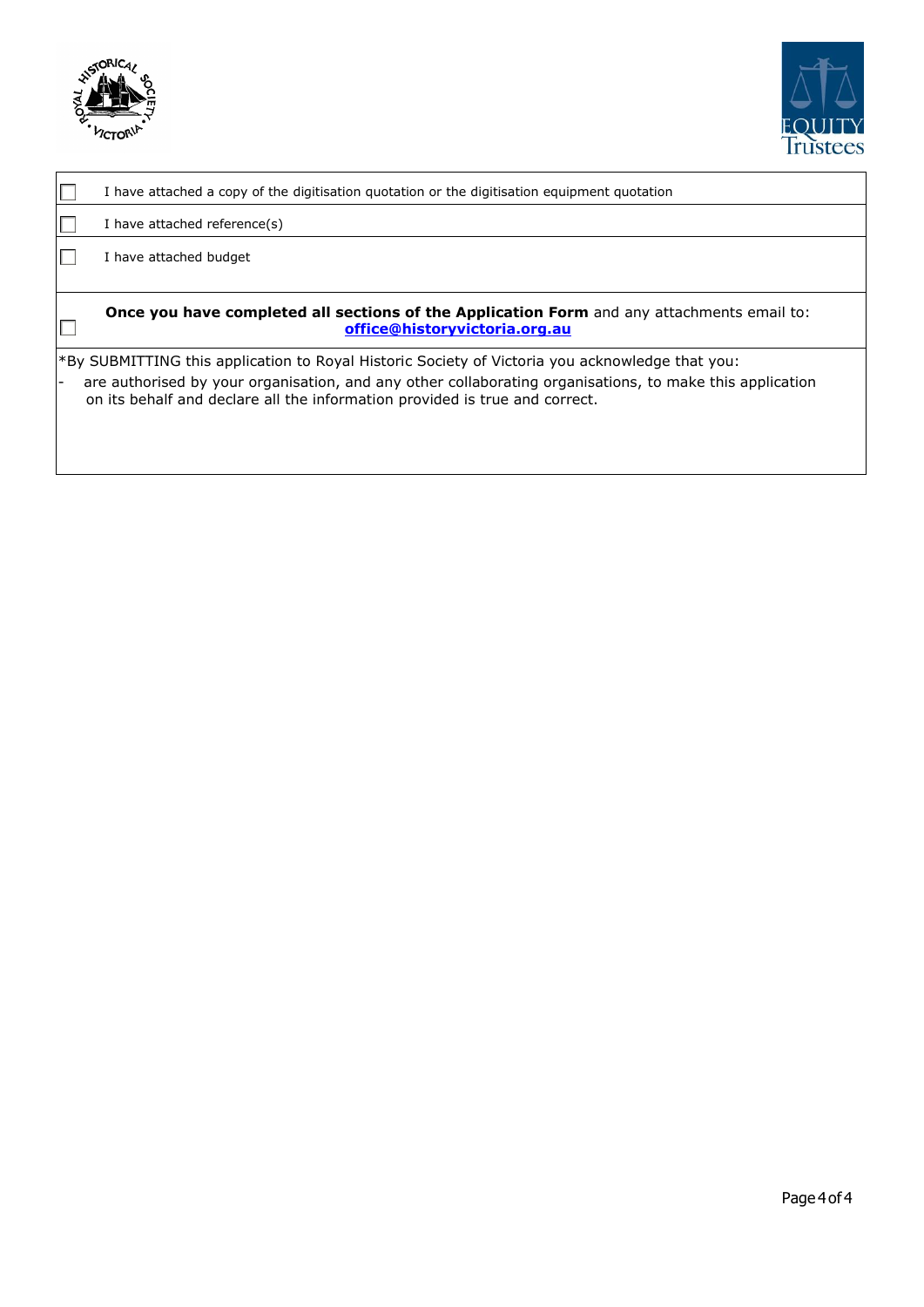- [ ] I have attached a copy of the digitisation quotation or the digitisation equipment quotation
- [ ] I have attached reference(s)
- [ ] I have attached budget
- [ ] **Once you have completed all sections of the Application Form** and any attachments email to: **office@historyvictoria.org.au**

*By SUBMITTING this application to Royal Historic Society of Victoria you acknowledge that you:

- are authorised by your organisation, and any other collaborating organisations, to make this application on its behalf and declare all the information provided is true and correct.